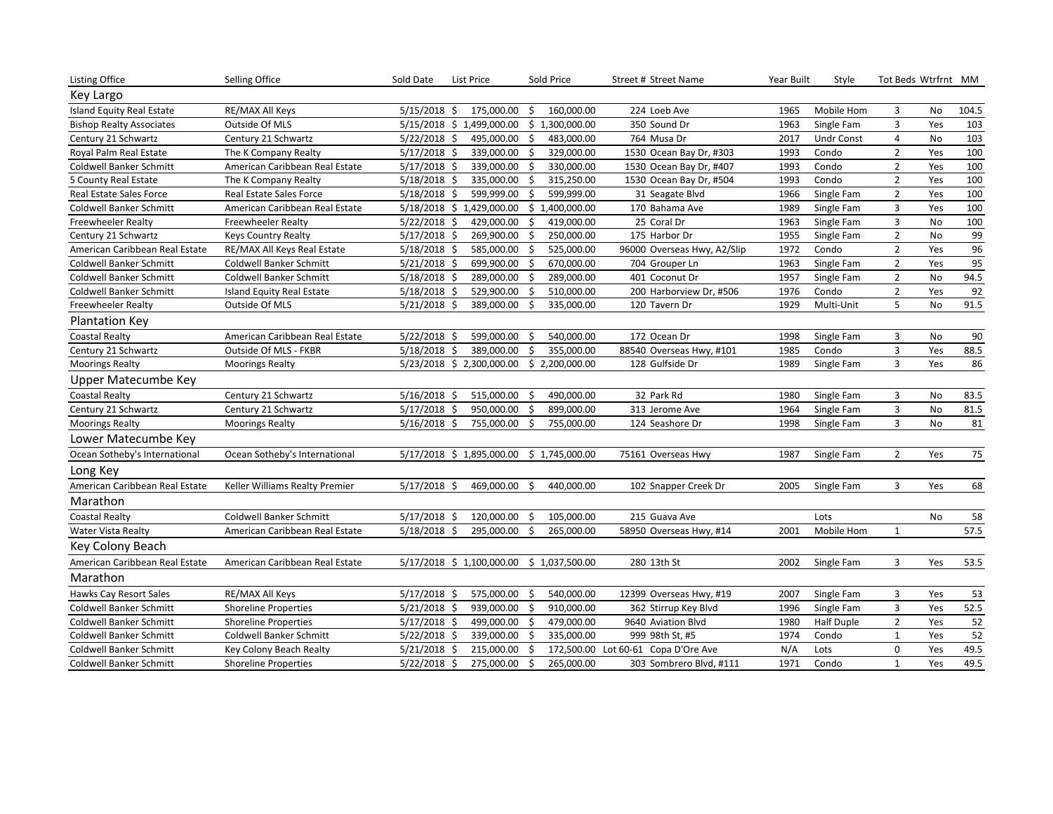| Listing Office | Selling Office | Sold Date | List Price | Sold Price | Street # Street Name | Year Built | Style | Tot Beds | Wtrfrnt | MM |
|---|---|---|---|---|---|---|---|---|---|---|
| **Key Largo** | | | | | | | | | | |
| Island Equity Real Estate | RE/MAX All Keys | 5/15/2018 | $ 175,000.00 | $ 160,000.00 | 224 Loeb Ave | 1965 | Mobile Hom | 3 | No | 104.5 |
| Bishop Realty Associates | Outside Of MLS | 5/15/2018 | $ 1,499,000.00 | $ 1,300,000.00 | 350 Sound Dr | 1963 | Single Fam | 3 | Yes | 103 |
| Century 21 Schwartz | Century 21 Schwartz | 5/22/2018 | $ 495,000.00 | $ 483,000.00 | 764 Musa Dr | 2017 | Undr Const | 4 | No | 103 |
| Royal Palm Real Estate | The K Company Realty | 5/17/2018 | $ 339,000.00 | $ 329,000.00 | 1530 Ocean Bay Dr, #303 | 1993 | Condo | 2 | Yes | 100 |
| Coldwell Banker Schmitt | American Caribbean Real Estate | 5/17/2018 | $ 339,000.00 | $ 330,000.00 | 1530 Ocean Bay Dr, #407 | 1993 | Condo | 2 | Yes | 100 |
| 5 County Real Estate | The K Company Realty | 5/18/2018 | $ 335,000.00 | $ 315,250.00 | 1530 Ocean Bay Dr, #504 | 1993 | Condo | 2 | Yes | 100 |
| Real Estate Sales Force | Real Estate Sales Force | 5/18/2018 | $ 599,999.00 | $ 599,999.00 | 31 Seagate Blvd | 1966 | Single Fam | 2 | Yes | 100 |
| Coldwell Banker Schmitt | American Caribbean Real Estate | 5/18/2018 | $ 1,429,000.00 | $ 1,400,000.00 | 170 Bahama Ave | 1989 | Single Fam | 3 | Yes | 100 |
| Freewheeler Realty | Freewheeler Realty | 5/22/2018 | $ 429,000.00 | $ 419,000.00 | 25 Coral Dr | 1963 | Single Fam | 3 | No | 100 |
| Century 21 Schwartz | Keys Country Realty | 5/17/2018 | $ 269,900.00 | $ 250,000.00 | 175 Harbor Dr | 1955 | Single Fam | 2 | No | 99 |
| American Caribbean Real Estate | RE/MAX All Keys Real Estate | 5/18/2018 | $ 585,000.00 | $ 525,000.00 | 96000 Overseas Hwy, A2/Slip | 1972 | Condo | 2 | Yes | 96 |
| Coldwell Banker Schmitt | Coldwell Banker Schmitt | 5/21/2018 | $ 699,900.00 | $ 670,000.00 | 704 Grouper Ln | 1963 | Single Fam | 2 | Yes | 95 |
| Coldwell Banker Schmitt | Coldwell Banker Schmitt | 5/18/2018 | $ 289,000.00 | $ 289,000.00 | 401 Coconut Dr | 1957 | Single Fam | 2 | No | 94.5 |
| Coldwell Banker Schmitt | Island Equity Real Estate | 5/18/2018 | $ 529,900.00 | $ 510,000.00 | 200 Harborview Dr, #506 | 1976 | Condo | 2 | Yes | 92 |
| Freewheeler Realty | Outside Of MLS | 5/21/2018 | $ 389,000.00 | $ 335,000.00 | 120 Tavern Dr | 1929 | Multi-Unit | 5 | No | 91.5 |
| **Plantation Key** | | | | | | | | | | |
| Coastal Realty | American Caribbean Real Estate | 5/22/2018 | $ 599,000.00 | $ 540,000.00 | 172 Ocean Dr | 1998 | Single Fam | 3 | No | 90 |
| Century 21 Schwartz | Outside Of MLS - FKBR | 5/18/2018 | $ 389,000.00 | $ 355,000.00 | 88540 Overseas Hwy, #101 | 1985 | Condo | 3 | Yes | 88.5 |
| Moorings Realty | Moorings Realty | 5/23/2018 | $ 2,300,000.00 | $ 2,200,000.00 | 128 Gulfside Dr | 1989 | Single Fam | 3 | Yes | 86 |
| **Upper Matecumbe Key** | | | | | | | | | | |
| Coastal Realty | Century 21 Schwartz | 5/16/2018 | $ 515,000.00 | $ 490,000.00 | 32 Park Rd | 1980 | Single Fam | 3 | No | 83.5 |
| Century 21 Schwartz | Century 21 Schwartz | 5/17/2018 | $ 950,000.00 | $ 899,000.00 | 313 Jerome Ave | 1964 | Single Fam | 3 | No | 81.5 |
| Moorings Realty | Moorings Realty | 5/16/2018 | $ 755,000.00 | $ 755,000.00 | 124 Seashore Dr | 1998 | Single Fam | 3 | No | 81 |
| **Lower Matecumbe Key** | | | | | | | | | | |
| Ocean Sotheby's International | Ocean Sotheby's International | 5/17/2018 | $ 1,895,000.00 | $ 1,745,000.00 | 75161 Overseas Hwy | 1987 | Single Fam | 2 | Yes | 75 |
| **Long Key** | | | | | | | | | | |
| American Caribbean Real Estate | Keller Williams Realty Premier | 5/17/2018 | $ 469,000.00 | $ 440,000.00 | 102 Snapper Creek Dr | 2005 | Single Fam | 3 | Yes | 68 |
| **Marathon** | | | | | | | | | | |
| Coastal Realty | Coldwell Banker Schmitt | 5/17/2018 | $ 120,000.00 | $ 105,000.00 | 215 Guava Ave | | Lots | | No | 58 |
| Water Vista Realty | American Caribbean Real Estate | 5/18/2018 | $ 295,000.00 | $ 265,000.00 | 58950 Overseas Hwy, #14 | 2001 | Mobile Hom | 1 | | 57.5 |
| **Key Colony Beach** | | | | | | | | | | |
| American Caribbean Real Estate | American Caribbean Real Estate | 5/17/2018 | $ 1,100,000.00 | $ 1,037,500.00 | 280 13th St | 2002 | Single Fam | 3 | Yes | 53.5 |
| **Marathon** | | | | | | | | | | |
| Hawks Cay Resort Sales | RE/MAX All Keys | 5/17/2018 | $ 575,000.00 | $ 540,000.00 | 12399 Overseas Hwy, #19 | 2007 | Single Fam | 3 | Yes | 53 |
| Coldwell Banker Schmitt | Shoreline Properties | 5/21/2018 | $ 939,000.00 | $ 910,000.00 | 362 Stirrup Key Blvd | 1996 | Single Fam | 3 | Yes | 52.5 |
| Coldwell Banker Schmitt | Shoreline Properties | 5/17/2018 | $ 499,000.00 | $ 479,000.00 | 9640 Aviation Blvd | 1980 | Half Duple | 2 | Yes | 52 |
| Coldwell Banker Schmitt | Coldwell Banker Schmitt | 5/22/2018 | $ 339,000.00 | $ 335,000.00 | 999 98th St, #5 | 1974 | Condo | 1 | Yes | 52 |
| Coldwell Banker Schmitt | Key Colony Beach Realty | 5/21/2018 | $ 215,000.00 | $ 172,500.00 | Lot 60-61 Copa D'Ore Ave | N/A | Lots | 0 | Yes | 49.5 |
| Coldwell Banker Schmitt | Shoreline Properties | 5/22/2018 | $ 275,000.00 | $ 265,000.00 | 303 Sombrero Blvd, #111 | 1971 | Condo | 1 | Yes | 49.5 |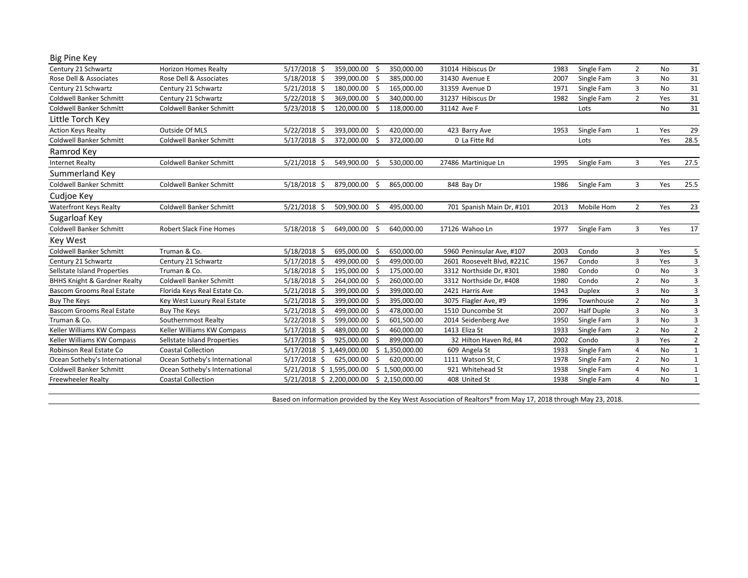## Big Pine Key

| | | | | | | | | | | |
|---|---|---|---|---|---|---|---|---|---|---|
| Century 21 Schwartz | Horizon Homes Realty | 5/17/2018 | $ 359,000.00 | $ 350,000.00 | 31014 Hibiscus Dr | 1983 | Single Fam | 2 | No | 31 |
| Rose Dell & Associates | Rose Dell & Associates | 5/18/2018 | $ 399,000.00 | $ 385,000.00 | 31430 Avenue E | 2007 | Single Fam | 3 | No | 31 |
| Century 21 Schwartz | Century 21 Schwartz | 5/21/2018 | $ 180,000.00 | $ 165,000.00 | 31359 Avenue D | 1971 | Single Fam | 3 | No | 31 |
| Coldwell Banker Schmitt | Century 21 Schwartz | 5/22/2018 | $ 369,000.00 | $ 340,000.00 | 31237 Hibiscus Dr | 1982 | Single Fam | 2 | Yes | 31 |
| Coldwell Banker Schmitt | Coldwell Banker Schmitt | 5/23/2018 | $ 120,000.00 | $ 118,000.00 | 31142 Ave F | | Lots | | No | 31 |

## Little Torch Key

| | | | | | | | | | | |
|---|---|---|---|---|---|---|---|---|---|---|
| Action Keys Realty | Outside Of MLS | 5/22/2018 | $ 393,000.00 | $ 420,000.00 | 423 Barry Ave | 1953 | Single Fam | 1 | Yes | 29 |
| Coldwell Banker Schmitt | Coldwell Banker Schmitt | 5/17/2018 | $ 372,000.00 | $ 372,000.00 | 0 La Fitte Rd | | Lots | | Yes | 28.5 |

## Ramrod Key

| | | | | | | | | | | |
|---|---|---|---|---|---|---|---|---|---|---|
| Internet Realty | Coldwell Banker Schmitt | 5/21/2018 | $ 549,900.00 | $ 530,000.00 | 27486 Martinique Ln | 1995 | Single Fam | 3 | Yes | 27.5 |

## Summerland Key

| | | | | | | | | | | |
|---|---|---|---|---|---|---|---|---|---|---|
| Coldwell Banker Schmitt | Coldwell Banker Schmitt | 5/18/2018 | $ 879,000.00 | $ 865,000.00 | 848 Bay Dr | 1986 | Single Fam | 3 | Yes | 25.5 |

## Cudjoe Key

| | | | | | | | | | | |
|---|---|---|---|---|---|---|---|---|---|---|
| Waterfront Keys Realty | Coldwell Banker Schmitt | 5/21/2018 | $ 509,900.00 | $ 495,000.00 | 701 Spanish Main Dr, #101 | 2013 | Mobile Hom | 2 | Yes | 23 |

## Sugarloaf Key

| | | | | | | | | | | |
|---|---|---|---|---|---|---|---|---|---|---|
| Coldwell Banker Schmitt | Robert Slack Fine Homes | 5/18/2018 | $ 649,000.00 | $ 640,000.00 | 17126 Wahoo Ln | 1977 | Single Fam | 3 | Yes | 17 |

## Key West

| | | | | | | | | | | |
|---|---|---|---|---|---|---|---|---|---|---|
| Coldwell Banker Schmitt | Truman & Co. | 5/18/2018 | $ 695,000.00 | $ 650,000.00 | 5960 Peninsular Ave, #107 | 2003 | Condo | 3 | Yes | 5 |
| Century 21 Schwartz | Century 21 Schwartz | 5/17/2018 | $ 499,000.00 | $ 499,000.00 | 2601 Roosevelt Blvd, #221C | 1967 | Condo | 3 | Yes | 3 |
| Sellstate Island Properties | Truman & Co. | 5/18/2018 | $ 195,000.00 | $ 175,000.00 | 3312 Northside Dr, #301 | 1980 | Condo | 0 | No | 3 |
| BHHS Knight & Gardner Realty | Coldwell Banker Schmitt | 5/18/2018 | $ 264,000.00 | $ 260,000.00 | 3312 Northside Dr, #408 | 1980 | Condo | 2 | No | 3 |
| Bascom Grooms Real Estate | Florida Keys Real Estate Co. | 5/21/2018 | $ 399,000.00 | $ 399,000.00 | 2421 Harris Ave | 1943 | Duplex | 3 | No | 3 |
| Buy The Keys | Key West Luxury Real Estate | 5/21/2018 | $ 399,000.00 | $ 395,000.00 | 3075 Flagler Ave, #9 | 1996 | Townhouse | 2 | No | 3 |
| Bascom Grooms Real Estate | Buy The Keys | 5/21/2018 | $ 499,000.00 | $ 478,000.00 | 1510 Duncombe St | 2007 | Half Duple | 3 | No | 3 |
| Truman & Co. | Southernmost Realty | 5/22/2018 | $ 599,000.00 | $ 601,500.00 | 2014 Seidenberg Ave | 1950 | Single Fam | 3 | No | 3 |
| Keller Williams KW Compass | Keller Williams KW Compass | 5/17/2018 | $ 489,000.00 | $ 460,000.00 | 1413 Eliza St | 1933 | Single Fam | 2 | No | 2 |
| Keller Williams KW Compass | Sellstate Island Properties | 5/17/2018 | $ 925,000.00 | $ 899,000.00 | 32 Hilton Haven Rd, #4 | 2002 | Condo | 3 | Yes | 2 |
| Robinson Real Estate Co | Coastal Collection | 5/17/2018 | $ 1,449,000.00 | $ 1,350,000.00 | 609 Angela St | 1933 | Single Fam | 4 | No | 1 |
| Ocean Sotheby's International | Ocean Sotheby's International | 5/17/2018 | $ 625,000.00 | $ 620,000.00 | 1111 Watson St, C | 1978 | Single Fam | 2 | No | 1 |
| Coldwell Banker Schmitt | Ocean Sotheby's International | 5/21/2018 | $ 1,595,000.00 | $ 1,500,000.00 | 921 Whitehead St | 1938 | Single Fam | 4 | No | 1 |
| Freewheeler Realty | Coastal Collection | 5/21/2018 | $ 2,200,000.00 | $ 2,150,000.00 | 408 United St | 1938 | Single Fam | 4 | No | 1 |

Based on information provided by the Key West Association of Realtors® from May 17, 2018 through May 23, 2018.